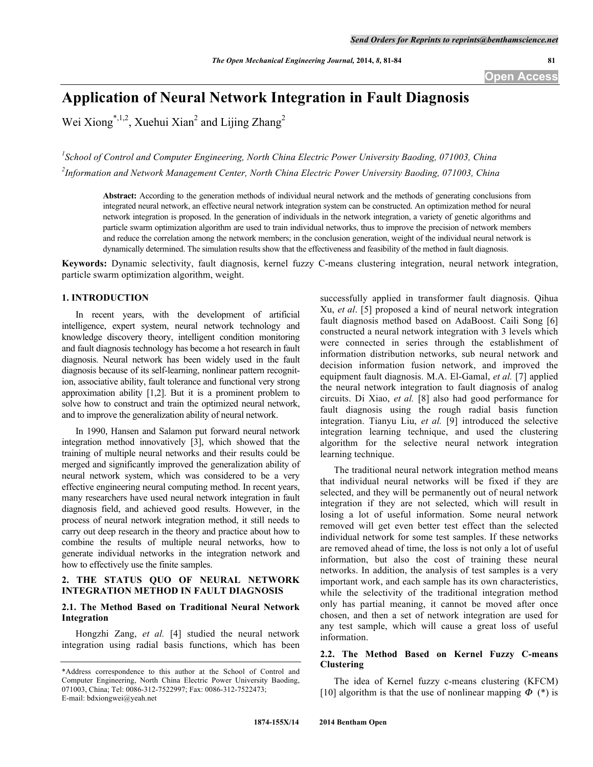# Application of Neural Network Integration in Fault Diagnosis

Wei Xiong[*,1,2], Xuehui Xian[2] and Lijing Zhang[2]

[1]*School of Control and Computer Engineering, North China Electric Power University Baoding, 071003, China*

[2]*Information and Network Management Center, North China Electric Power University Baoding, 071003, China*

**Abstract:** According to the generation methods of individual neural network and the methods of generating conclusions from integrated neural network, an effective neural network integration system can be constructed. An optimization method for neural network integration is proposed. In the generation of individuals in the network integration, a variety of genetic algorithms and particle swarm optimization algorithm are used to train individual networks, thus to improve the precision of network members and reduce the correlation among the network members; in the conclusion generation, weight of the individual neural network is dynamically determined. The simulation results show that the effectiveness and feasibility of the method in fault diagnosis.

**Keywords:** Dynamic selectivity, fault diagnosis, kernel fuzzy C-means clustering integration, neural network integration, particle swarm optimization algorithm, weight.

## 1. INTRODUCTION

In recent years, with the development of artificial intelligence, expert system, neural network technology and knowledge discovery theory, intelligent condition monitoring and fault diagnosis technology has become a hot research in fault diagnosis. Neural network has been widely used in the fault diagnosis because of its self-learning, nonlinear pattern recognition, associative ability, fault tolerance and functional very strong approximation ability [1,2]. But it is a prominent problem to solve how to construct and train the optimized neural network, and to improve the generalization ability of neural network.

In 1990, Hansen and Salamon put forward neural network integration method innovatively [3], which showed that the training of multiple neural networks and their results could be merged and significantly improved the generalization ability of neural network system, which was considered to be a very effective engineering neural computing method. In recent years, many researchers have used neural network integration in fault diagnosis field, and achieved good results. However, in the process of neural network integration method, it still needs to carry out deep research in the theory and practice about how to combine the results of multiple neural networks, how to generate individual networks in the integration network and how to effectively use the finite samples.

## 2. THE STATUS QUO OF NEURAL NETWORK INTEGRATION METHOD IN FAULT DIAGNOSIS

### 2.1. The Method Based on Traditional Neural Network Integration

Hongzhi Zang, *et al.* [4] studied the neural network integration using radial basis functions, which has been successfully applied in transformer fault diagnosis. Qihua Xu, *et al*. [5] proposed a kind of neural network integration fault diagnosis method based on AdaBoost. Caili Song [6] constructed a neural network integration with 3 levels which were connected in series through the establishment of information distribution networks, sub neural network and decision information fusion network, and improved the equipment fault diagnosis. M.A. El-Gamal, *et al.* [7] applied the neural network integration to fault diagnosis of analog circuits. Di Xiao, *et al.* [8] also had good performance for fault diagnosis using the rough radial basis function integration. Tianyu Liu, *et al.* [9] introduced the selective integration learning technique, and used the clustering algorithm for the selective neural network integration learning technique.

The traditional neural network integration method means that individual neural networks will be fixed if they are selected, and they will be permanently out of neural network integration if they are not selected, which will result in losing a lot of useful information. Some neural network removed will get even better test effect than the selected individual network for some test samples. If these networks are removed ahead of time, the loss is not only a lot of useful information, but also the cost of training these neural networks. In addition, the analysis of test samples is a very important work, and each sample has its own characteristics, while the selectivity of the traditional integration method only has partial meaning, it cannot be moved after once chosen, and then a set of network integration are used for any test sample, which will cause a great loss of useful information.

### 2.2. The Method Based on Kernel Fuzzy C-means Clustering

The idea of Kernel fuzzy c-means clustering (KFCM) [10] algorithm is that the use of nonlinear mapping $\Phi$ (*) is

*Address correspondence to this author at the School of Control and Computer Engineering, North China Electric Power University Baoding, 071003, China; Tel: 0086-312-7522997; Fax: 0086-312-7522473; E-mail: bdxiongwei@yeah.net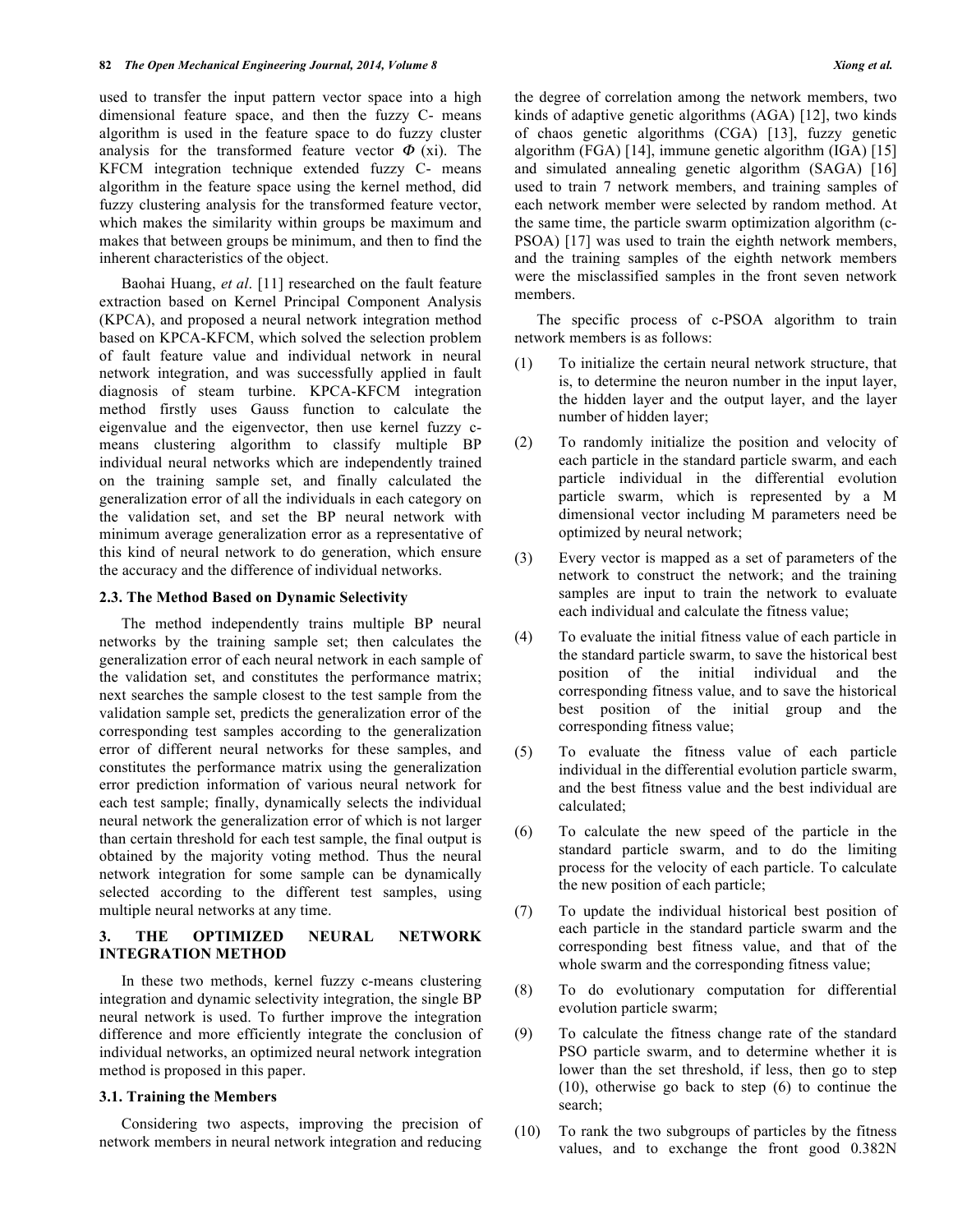used to transfer the input pattern vector space into a high dimensional feature space, and then the fuzzy C- means algorithm is used in the feature space to do fuzzy cluster analysis for the transformed feature vector $\Phi$ (xi). The KFCM integration technique extended fuzzy C- means algorithm in the feature space using the kernel method, did fuzzy clustering analysis for the transformed feature vector, which makes the similarity within groups be maximum and makes that between groups be minimum, and then to find the inherent characteristics of the object.

Baohai Huang, *et al*. [11] researched on the fault feature extraction based on Kernel Principal Component Analysis (KPCA), and proposed a neural network integration method based on KPCA-KFCM, which solved the selection problem of fault feature value and individual network in neural network integration, and was successfully applied in fault diagnosis of steam turbine. KPCA-KFCM integration method firstly uses Gauss function to calculate the eigenvalue and the eigenvector, then use kernel fuzzy c-means clustering algorithm to classify multiple BP individual neural networks which are independently trained on the training sample set, and finally calculated the generalization error of all the individuals in each category on the validation set, and set the BP neural network with minimum average generalization error as a representative of this kind of neural network to do generation, which ensure the accuracy and the difference of individual networks.

### 2.3. The Method Based on Dynamic Selectivity

The method independently trains multiple BP neural networks by the training sample set; then calculates the generalization error of each neural network in each sample of the validation set, and constitutes the performance matrix; next searches the sample closest to the test sample from the validation sample set, predicts the generalization error of the corresponding test samples according to the generalization error of different neural networks for these samples, and constitutes the performance matrix using the generalization error prediction information of various neural network for each test sample; finally, dynamically selects the individual neural network the generalization error of which is not larger than certain threshold for each test sample, the final output is obtained by the majority voting method. Thus the neural network integration for some sample can be dynamically selected according to the different test samples, using multiple neural networks at any time.

## 3. THE OPTIMIZED NEURAL NETWORK INTEGRATION METHOD

In these two methods, kernel fuzzy c-means clustering integration and dynamic selectivity integration, the single BP neural network is used. To further improve the integration difference and more efficiently integrate the conclusion of individual networks, an optimized neural network integration method is proposed in this paper.

### 3.1. Training the Members

Considering two aspects, improving the precision of network members in neural network integration and reducing the degree of correlation among the network members, two kinds of adaptive genetic algorithms (AGA) [12], two kinds of chaos genetic algorithms (CGA) [13], fuzzy genetic algorithm (FGA) [14], immune genetic algorithm (IGA) [15] and simulated annealing genetic algorithm (SAGA) [16] used to train 7 network members, and training samples of each network member were selected by random method. At the same time, the particle swarm optimization algorithm (c-PSOA) [17] was used to train the eighth network members, and the training samples of the eighth network members were the misclassified samples in the front seven network members.

The specific process of c-PSOA algorithm to train network members is as follows:

(1) To initialize the certain neural network structure, that is, to determine the neuron number in the input layer, the hidden layer and the output layer, and the layer number of hidden layer;

(2) To randomly initialize the position and velocity of each particle in the standard particle swarm, and each particle individual in the differential evolution particle swarm, which is represented by a M dimensional vector including M parameters need be optimized by neural network;

(3) Every vector is mapped as a set of parameters of the network to construct the network; and the training samples are input to train the network to evaluate each individual and calculate the fitness value;

(4) To evaluate the initial fitness value of each particle in the standard particle swarm, to save the historical best position of the initial individual and the corresponding fitness value, and to save the historical best position of the initial group and the corresponding fitness value;

(5) To evaluate the fitness value of each particle individual in the differential evolution particle swarm, and the best fitness value and the best individual are calculated;

(6) To calculate the new speed of the particle in the standard particle swarm, and to do the limiting process for the velocity of each particle. To calculate the new position of each particle;

(7) To update the individual historical best position of each particle in the standard particle swarm and the corresponding best fitness value, and that of the whole swarm and the corresponding fitness value;

(8) To do evolutionary computation for differential evolution particle swarm;

(9) To calculate the fitness change rate of the standard PSO particle swarm, and to determine whether it is lower than the set threshold, if less, then go to step (10), otherwise go back to step (6) to continue the search;

(10) To rank the two subgroups of particles by the fitness values, and to exchange the front good 0.382N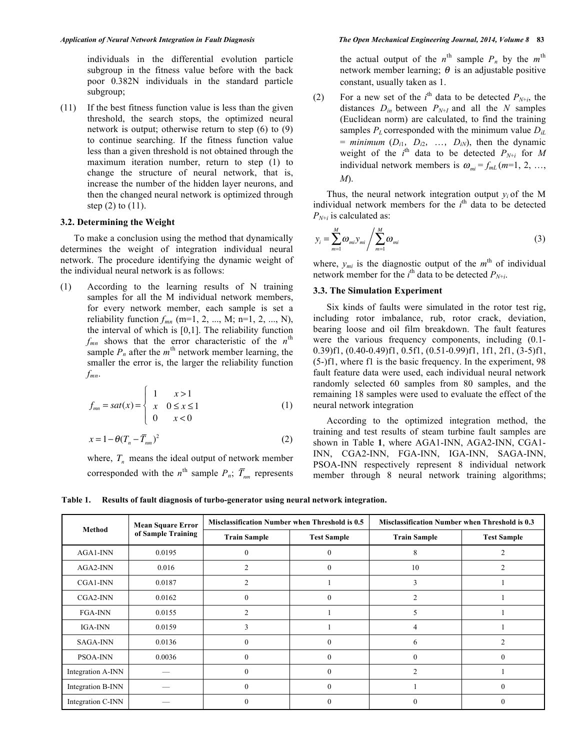individuals in the differential evolution particle subgroup in the fitness value before with the back poor 0.382N individuals in the standard particle subgroup;

(11) If the best fitness function value is less than the given threshold, the search stops, the optimized neural network is output; otherwise return to step (6) to (9) to continue searching. If the fitness function value less than a given threshold is not obtained through the maximum iteration number, return to step (1) to change the structure of neural network, that is, increase the number of the hidden layer neurons, and then the changed neural network is optimized through step (2) to (11).

### 3.2. Determining the Weight

To make a conclusion using the method that dynamically determines the weight of integration individual neural network. The procedure identifying the dynamic weight of the individual neural network is as follows:

(1) According to the learning results of N training samples for all the M individual network members, for every network member, each sample is set a reliability function $f_{mn}$ (m=1, 2, ..., M; n=1, 2, ..., N), the interval of which is [0,1]. The reliability function $f_{mn}$ shows that the error characteristic of the $n^{th}$ sample $P_n$ after the $m^{th}$ network member learning, the smaller the error is, the larger the reliability function $f_{mn}$.

$$f_{mn} = sat(x) = \begin{cases} 1 & x > 1 \\ x & 0 \le x \le 1 \\ 0 & x < 0 \end{cases} \tag{1}$$

$$x = 1 - \theta(T_n - \overline{T}_{nm})^2 \tag{2}$$

where, $T_n$ means the ideal output of network member corresponded with the $n^{th}$ sample $P_n$; $\overline{T}_{nm}$ represents the actual output of the $n^{th}$ sample $P_n$ by the $m^{th}$ network member learning; $\theta$ is an adjustable positive constant, usually taken as 1.

(2) For a new set of the $i^{th}$ data to be detected $P_{N+i}$, the distances $D_{in}$ between $P_{N+I}$ and all the $N$ samples (Euclidean norm) are calculated, to find the training samples $P_L$ corresponded with the minimum value $D_{iL}$ = *minimum* ($D_{i1}$, $D_{i2}$, …, $D_{iN}$), then the dynamic weight of the $i^{th}$ data to be detected $P_{N+i}$ for $M$ individual network members is $\omega_{mi} = f_{mL}$ ($m$=1, 2, …, $M$).

Thus, the neural network integration output $y_i$ of the M individual network members for the $i^{th}$ data to be detected $P_{N+i}$ is calculated as:

$$y_i = \sum_{m=1}^{M} \omega_{mi} y_{mi} \Bigg/ \sum_{m=1}^{M} \omega_{mi} \tag{3}$$

where, $y_{mi}$ is the diagnostic output of the $m^{th}$ of individual network member for the $i^{th}$ data to be detected $P_{N+i}$.

### 3.3. The Simulation Experiment

Six kinds of faults were simulated in the rotor test rig, including rotor imbalance, rub, rotor crack, deviation, bearing loose and oil film breakdown. The fault features were the various frequency components, including (0.1-0.39)f1, (0.40-0.49)f1, 0.5f1, (0.51-0.99)f1, 1f1, 2f1, (3-5)f1, (5-)f1, where f1 is the basic frequency. In the experiment, 98 fault feature data were used, each individual neural network randomly selected 60 samples from 80 samples, and the remaining 18 samples were used to evaluate the effect of the neural network integration

According to the optimized integration method, the training and test results of steam turbine fault samples are shown in Table **1**, where AGA1-INN, AGA2-INN, CGA1-INN, CGA2-INN, FGA-INN, IGA-INN, SAGA-INN, PSOA-INN respectively represent 8 individual network member through 8 neural network training algorithms;

**Table 1. Results of fault diagnosis of turbo-generator using neural network integration.**

| Method | Mean Square Error of Sample Training | Misclassification Number when Threshold is 0.5 | | Misclassification Number when Threshold is 0.3 | |
|---|---|---|---|---|---|
| | | Train Sample | Test Sample | Train Sample | Test Sample |
| AGA1-INN | 0.0195 | 0 | 0 | 8 | 2 |
| AGA2-INN | 0.016 | 2 | 0 | 10 | 2 |
| CGA1-INN | 0.0187 | 2 | 1 | 3 | 1 |
| CGA2-INN | 0.0162 | 0 | 0 | 2 | 1 |
| FGA-INN | 0.0155 | 2 | 1 | 5 | 1 |
| IGA-INN | 0.0159 | 3 | 1 | 4 | 1 |
| SAGA-INN | 0.0136 | 0 | 0 | 6 | 2 |
| PSOA-INN | 0.0036 | 0 | 0 | 0 | 0 |
| Integration A-INN | — | 0 | 0 | 2 | 1 |
| Integration B-INN | — | 0 | 0 | 1 | 0 |
| Integration C-INN | — | 0 | 0 | 0 | 0 |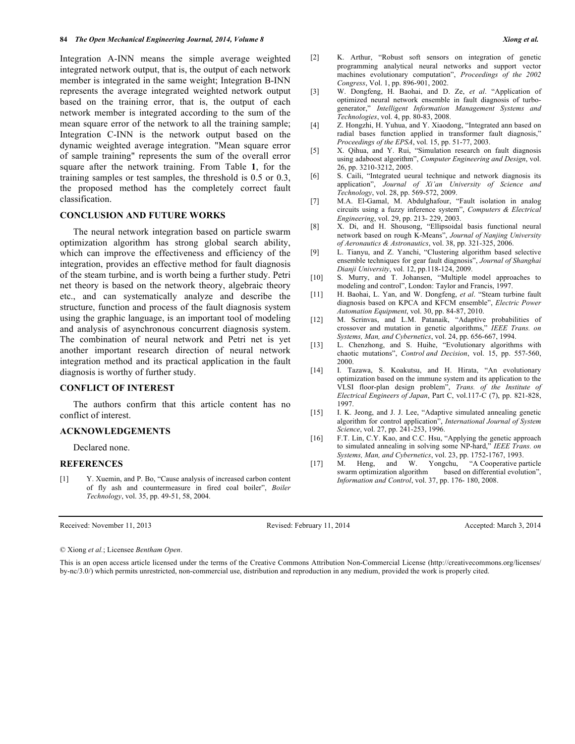Integration A-INN means the simple average weighted integrated network output, that is, the output of each network member is integrated in the same weight; Integration B-INN represents the average integrated weighted network output based on the training error, that is, the output of each network member is integrated according to the sum of the mean square error of the network to all the training sample; Integration C-INN is the network output based on the dynamic weighted average integration. "Mean square error of sample training" represents the sum of the overall error square after the network training. From Table **1**, for the training samples or test samples, the threshold is 0.5 or 0.3, the proposed method has the completely correct fault classification.

## CONCLUSION AND FUTURE WORKS

The neural network integration based on particle swarm optimization algorithm has strong global search ability, which can improve the effectiveness and efficiency of the integration, provides an effective method for fault diagnosis of the steam turbine, and is worth being a further study. Petri net theory is based on the network theory, algebraic theory etc., and can systematically analyze and describe the structure, function and process of the fault diagnosis system using the graphic language, is an important tool of modeling and analysis of asynchronous concurrent diagnosis system. The combination of neural network and Petri net is yet another important research direction of neural network integration method and its practical application in the fault diagnosis is worthy of further study.

## CONFLICT OF INTEREST

The authors confirm that this article content has no conflict of interest.

## ACKNOWLEDGEMENTS

Declared none.

## REFERENCES

[1] Y. Xuemin, and P. Bo, "Cause analysis of increased carbon content of fly ash and countermeasure in fired coal boiler", *Boiler Technology*, vol. 35, pp. 49-51, 58, 2004.

[2] K. Arthur, "Robust soft sensors on integration of genetic programming analytical neural networks and support vector machines evolutionary computation", *Proceedings of the 2002 Congress*, Vol. 1, pp. 896-901, 2002.

[3] W. Dongfeng, H. Baohai, and D. Ze, *et al*. "Application of optimized neural network ensemble in fault diagnosis of turbo-generator," *Intelligent Information Management Systems and Technologies*, vol. 4, pp. 80-83, 2008.

[4] Z. Hongzhi, H. Yuhua, and Y. Xiaodong, "Integrated ann based on radial bases function applied in transformer fault diagnosis," *Proceedings of the EPSA*, vol. 15, pp. 51-77, 2003.

[5] X. Qihua, and Y. Rui, "Simulation research on fault diagnosis using adaboost algorithm", *Computer Engineering and Design*, vol. 26, pp. 3210-3212, 2005.

[6] S. Caili, "Integrated ueural technique and network diagnosis its application", *Journal of Xi'an University of Science and Technology*, vol. 28, pp. 569-572, 2009.

[7] M.A. El-Gamal, M. Abdulghafour, "Fault isolation in analog circuits using a fuzzy inference system", *Computers & Electrical Engineering*, vol. 29, pp. 213- 229, 2003.

[8] X. Di, and H. Shousong, "Ellipsoidal basis functional neural network based on rough K-Means", *Journal of Nanjing University of Aeronautics & Astronautics*, vol. 38, pp. 321-325, 2006.

[9] L. Tianyu, and Z. Yanchi, "Clustering algorithm based selective ensemble techniques for gear fault diagnosis", *Journal of Shanghai Dianji University*, vol. 12, pp.118-124, 2009.

[10] S. Murry, and T. Johansen, "Multiple model approaches to modeling and control", London: Taylor and Francis, 1997.

[11] H. Baohai, L. Yan, and W. Dongfeng, *et al*. "Steam turbine fault diagnosis based on KPCA and KFCM ensemble", *Electric Power Automation Equipment*, vol. 30, pp. 84-87, 2010.

[12] M. Scrinvas, and L.M. Patanaik, "Adaptive probabilities of crossover and mutation in genetic algorithms," *IEEE Trans. on Systems, Man, and Cybernetics*, vol. 24, pp. 656-667, 1994.

[13] L. Chenzhong, and S. Huihe, "Evolutionary algorithms with chaotic mutations", *Control and Decision*, vol. 15, pp. 557-560, 2000.

[14] I. Tazawa, S. Koakutsu, and H. Hirata, "An evolutionary optimization based on the immune system and its application to the VLSI floor-plan design problem", *Trans. of the Institute of Electrical Engineers of Japan*, Part C, vol.117-C (7), pp. 821-828, 1997.

[15] I. K. Jeong, and J. J. Lee, "Adaptive simulated annealing genetic algorithm for control application", *International Journal of System Science*, vol. 27, pp. 241-253, 1996.

[16] F.T. Lin, C.Y. Kao, and C.C. Hsu, "Applying the genetic approach to simulated annealing in solving some NP-hard," *IEEE Trans. on Systems, Man, and Cybernetics*, vol. 23, pp. 1752-1767, 1993.

[17] M. Heng, and W. Yongchu, "A Cooperative particle swarm optimization algorithm based on differential evolution", *Information and Control*, vol. 37, pp. 176- 180, 2008.

Received: November 11, 2013 Revised: February 11, 2014 Accepted: March 3, 2014

© Xiong *et al.*; Licensee *Bentham Open*.

This is an open access article licensed under the terms of the Creative Commons Attribution Non-Commercial License (http://creativecommons.org/licenses/by-nc/3.0/) which permits unrestricted, non-commercial use, distribution and reproduction in any medium, provided the work is properly cited.